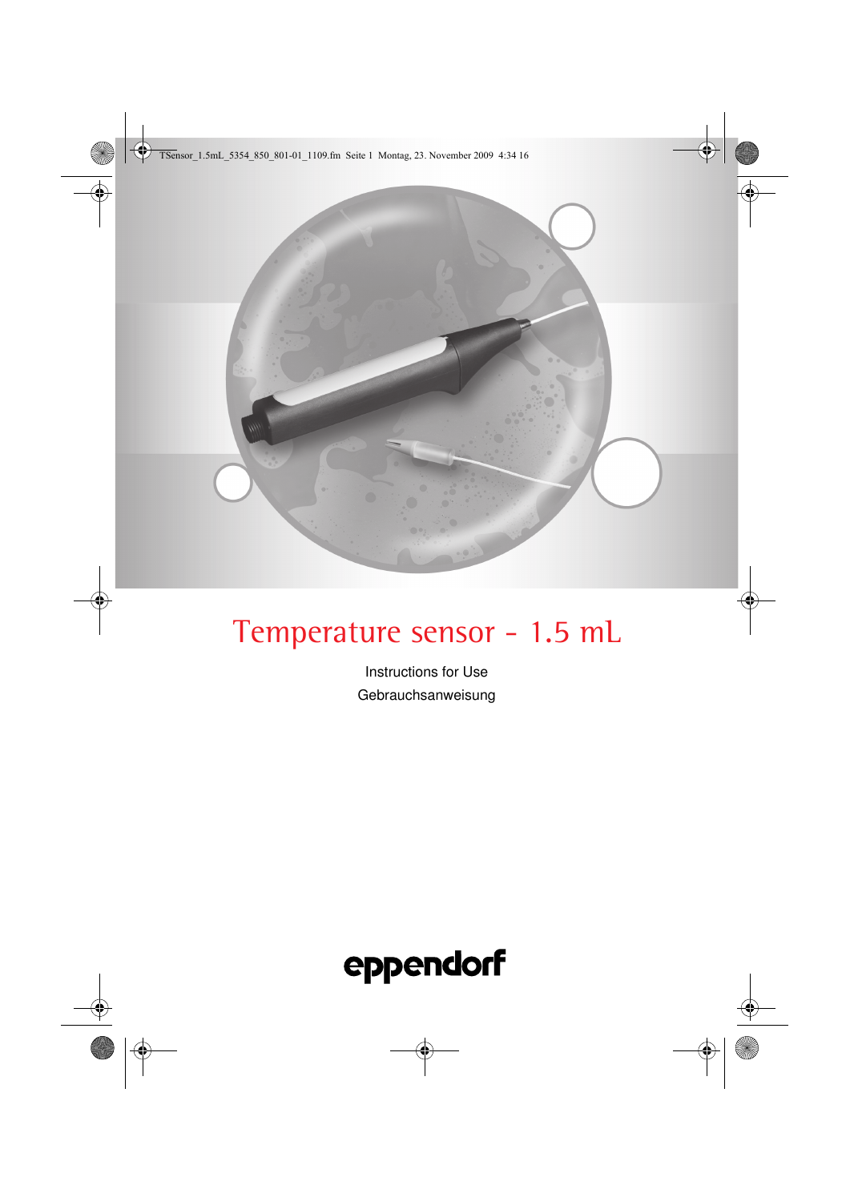# Temperature sensor - 1.5 mL

Instructions for Use

Gebrauchsanweisung

eppendorf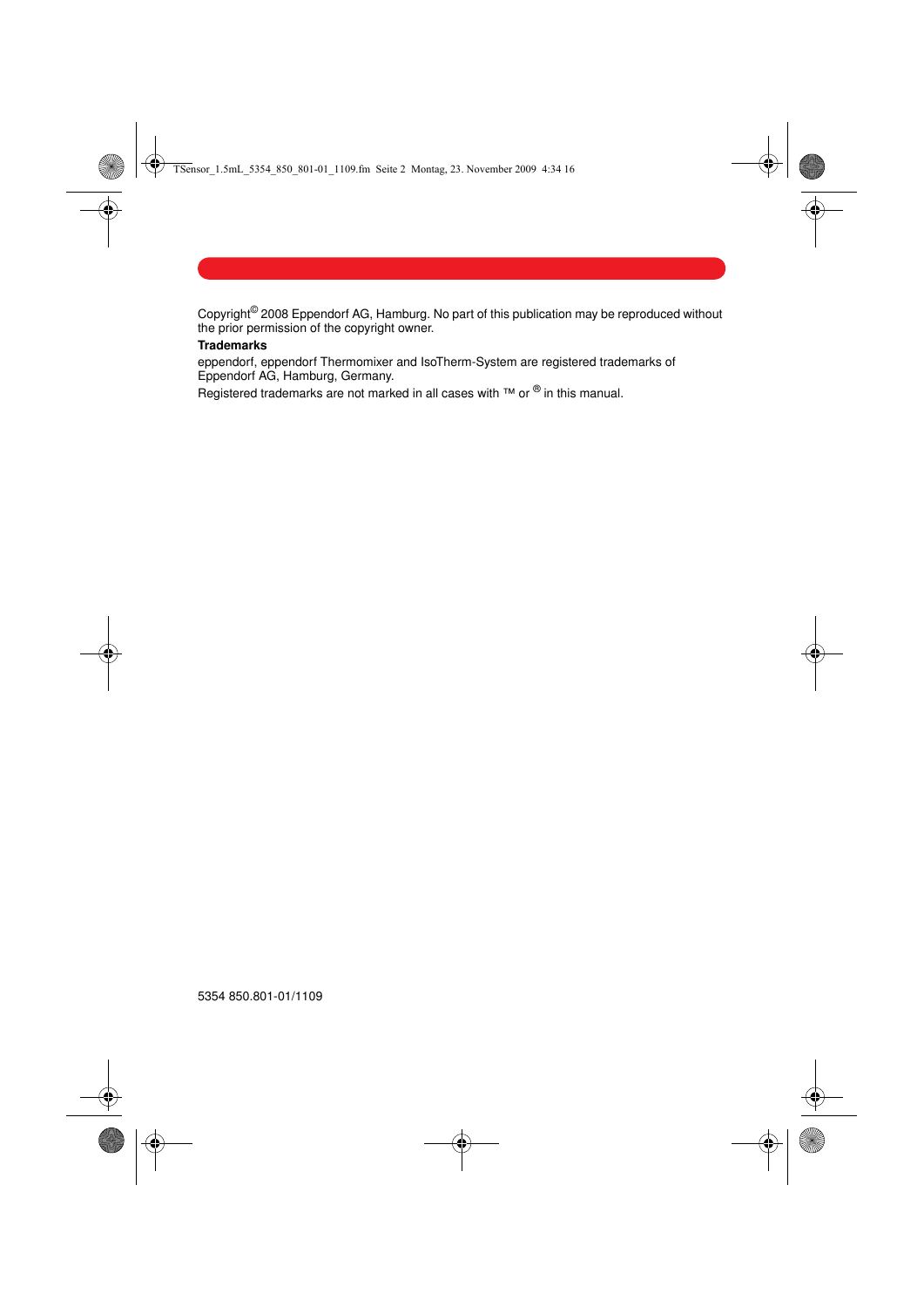Copyright© 2008 Eppendorf AG, Hamburg. No part of this publication may be reproduced without the prior permission of the copyright owner.

**Trademarks**

eppendorf, eppendorf Thermomixer and IsoTherm-System are registered trademarks of Eppendorf AG, Hamburg, Germany.

Registered trademarks are not marked in all cases with ™ or ® in this manual.

5354 850.801-01/1109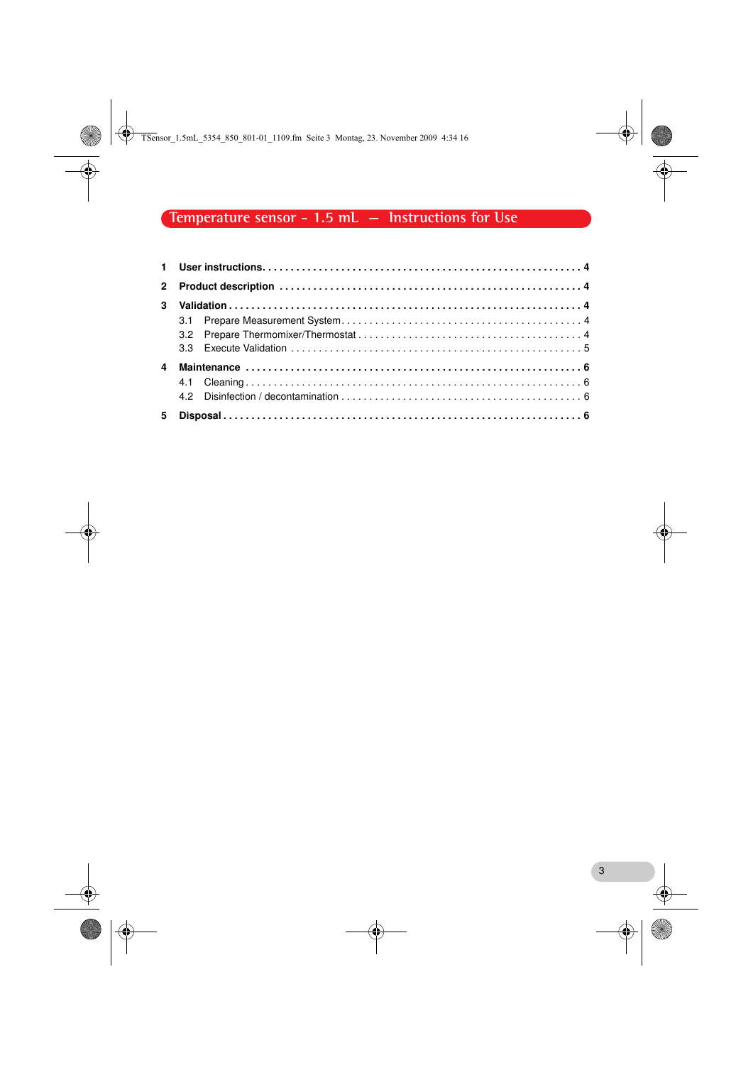# Temperature sensor - 1.5 mL — Instructions for Use

1 **User instructions** . . . . . . . . . . . . . . . . . . . . . . . . . . . . . . . . . . . . . . . . . . . . . . . . . . . . . . 4

2 **Product description** . . . . . . . . . . . . . . . . . . . . . . . . . . . . . . . . . . . . . . . . . . . . . . . . . . . . 4

3 **Validation** . . . . . . . . . . . . . . . . . . . . . . . . . . . . . . . . . . . . . . . . . . . . . . . . . . . . . . . . . . . . 4

- 3.1 Prepare Measurement System. . . . . . . . . . . . . . . . . . . . . . . . . . . . . . . . . . . . . . . . . 4
- 3.2 Prepare Thermomixer/Thermostat . . . . . . . . . . . . . . . . . . . . . . . . . . . . . . . . . . . . . . 4
- 3.3 Execute Validation . . . . . . . . . . . . . . . . . . . . . . . . . . . . . . . . . . . . . . . . . . . . . . . . . . 5

4 **Maintenance** . . . . . . . . . . . . . . . . . . . . . . . . . . . . . . . . . . . . . . . . . . . . . . . . . . . . . . . . . . 6

- 4.1 Cleaning . . . . . . . . . . . . . . . . . . . . . . . . . . . . . . . . . . . . . . . . . . . . . . . . . . . . . . . . . . 6
- 4.2 Disinfection / decontamination . . . . . . . . . . . . . . . . . . . . . . . . . . . . . . . . . . . . . . . . . 6

5 **Disposal** . . . . . . . . . . . . . . . . . . . . . . . . . . . . . . . . . . . . . . . . . . . . . . . . . . . . . . . . . . . . . . 6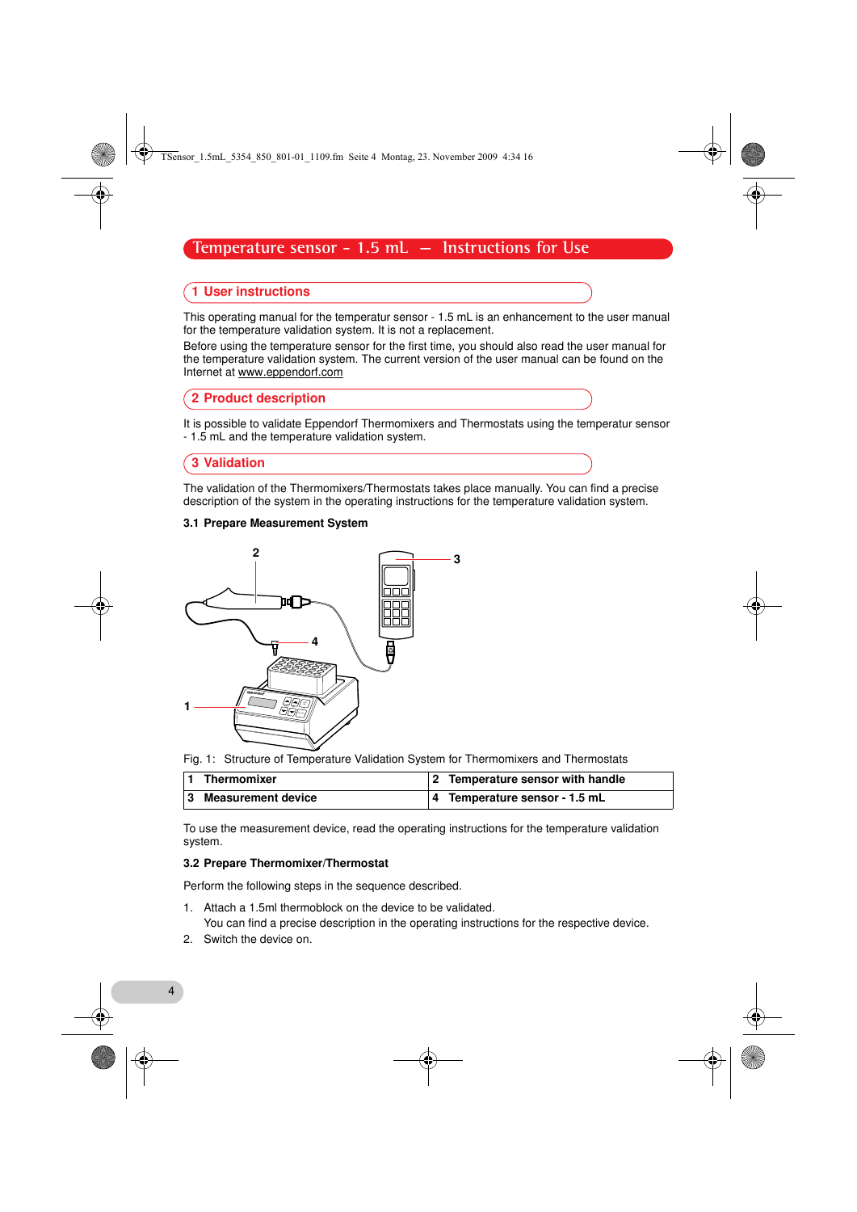# Temperature sensor - 1.5 mL — Instructions for Use

## 1 User instructions

This operating manual for the temperatur sensor - 1.5 mL is an enhancement to the user manual for the temperature validation system. It is not a replacement.

Before using the temperature sensor for the first time, you should also read the user manual for the temperature validation system. The current version of the user manual can be found on the Internet at www.eppendorf.com

## 2 Product description

It is possible to validate Eppendorf Thermomixers and Thermostats using the temperatur sensor - 1.5 mL and the temperature validation system.

## 3 Validation

The validation of the Thermomixers/Thermostats takes place manually. You can find a precise description of the system in the operating instructions for the temperature validation system.

### 3.1 Prepare Measurement System

Fig. 1: Structure of Temperature Validation System for Thermomixers and Thermostats

| | |
|---|---|
| **1 Thermomixer** | **2 Temperature sensor with handle** |
| **3 Measurement device** | **4 Temperature sensor - 1.5 mL** |

To use the measurement device, read the operating instructions for the temperature validation system.

### 3.2 Prepare Thermomixer/Thermostat

Perform the following steps in the sequence described.

1. Attach a 1.5ml thermoblock on the device to be validated.
   You can find a precise description in the operating instructions for the respective device.
2. Switch the device on.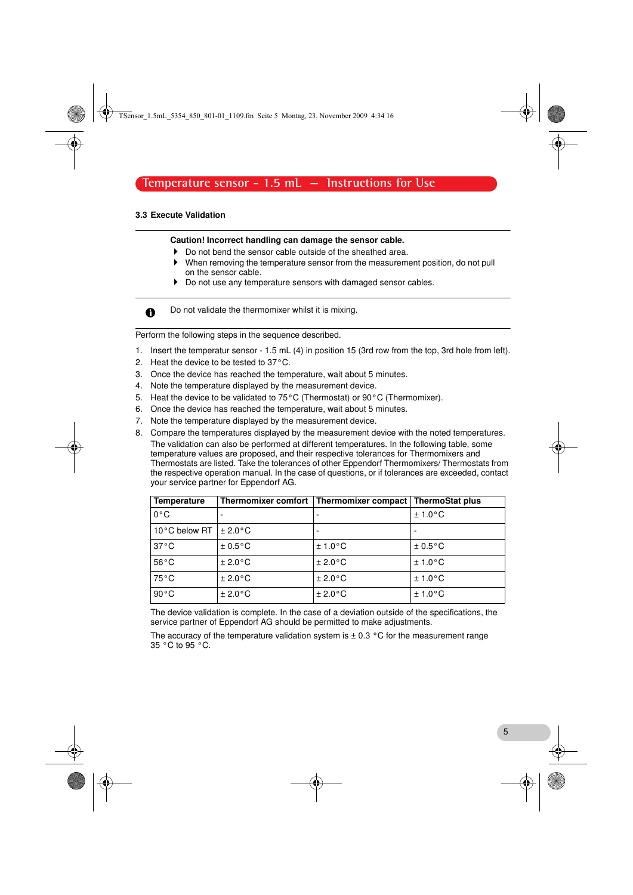## 3.3 Execute Validation

**Caution! Incorrect handling can damage the sensor cable.**

- Do not bend the sensor cable outside of the sheathed area.
- When removing the temperature sensor from the measurement position, do not pull on the sensor cable.
- Do not use any temperature sensors with damaged sensor cables.

Do not validate the thermomixer whilst it is mixing.

Perform the following steps in the sequence described.

1. Insert the temperatur sensor - 1.5 mL (4) in position 15 (3rd row from the top, 3rd hole from left).
2. Heat the device to be tested to 37 °C.
3. Once the device has reached the temperature, wait about 5 minutes.
4. Note the temperature displayed by the measurement device.
5. Heat the device to be validated to 75 °C (Thermostat) or 90 °C (Thermomixer).
6. Once the device has reached the temperature, wait about 5 minutes.
7. Note the temperature displayed by the measurement device.
8. Compare the temperatures displayed by the measurement device with the noted temperatures.
   The validation can also be performed at different temperatures. In the following table, some temperature values are proposed, and their respective tolerances for Thermomixers and Thermostats are listed. Take the tolerances of other Eppendorf Thermomixers/ Thermostats from the respective operation manual. In the case of questions, or if tolerances are exceeded, contact your service partner for Eppendorf AG.

| Temperature | Thermomixer comfort | Thermomixer compact | ThermoStat plus |
|---|---|---|---|
| 0 °C | - | - | ± 1.0 °C |
| 10 °C below RT | ± 2.0 °C | - | - |
| 37 °C | ± 0.5 °C | ± 1.0 °C | ± 0.5 °C |
| 56 °C | ± 2.0 °C | ± 2.0 °C | ± 1.0 °C |
| 75 °C | ± 2.0 °C | ± 2.0 °C | ± 1.0 °C |
| 90 °C | ± 2.0 °C | ± 2.0 °C | ± 1.0 °C |

The device validation is complete. In the case of a deviation outside of the specifications, the service partner of Eppendorf AG should be permitted to make adjustments.

The accuracy of the temperature validation system is ± 0.3 °C for the measurement range 35 °C to 95 °C.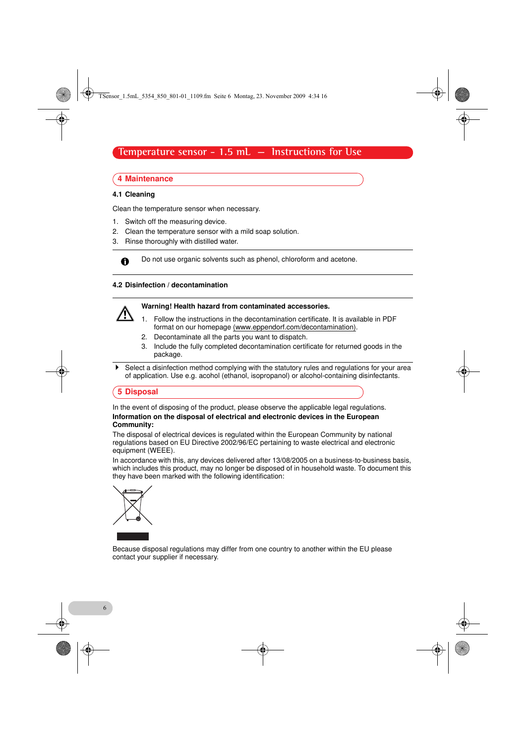# Temperature sensor - 1.5 mL — Instructions for Use

## 4 Maintenance

### 4.1 Cleaning

Clean the temperature sensor when necessary.

1. Switch off the measuring device.
2. Clean the temperature sensor with a mild soap solution.
3. Rinse thoroughly with distilled water.

Do not use organic solvents such as phenol, chloroform and acetone.

### 4.2 Disinfection / decontamination

**Warning! Health hazard from contaminated accessories.**

1. Follow the instructions in the decontamination certificate. It is available in PDF format on our homepage (www.eppendorf.com/decontamination).
2. Decontaminate all the parts you want to dispatch.
3. Include the fully completed decontamination certificate for returned goods in the package.

- Select a disinfection method complying with the statutory rules and regulations for your area of application. Use e.g. acohol (ethanol, isopropanol) or alcohol-containing disinfectants.

## 5 Disposal

In the event of disposing of the product, please observe the applicable legal regulations.

**Information on the disposal of electrical and electronic devices in the European Community:**

The disposal of electrical devices is regulated within the European Community by national regulations based on EU Directive 2002/96/EC pertaining to waste electrical and electronic equipment (WEEE).

In accordance with this, any devices delivered after 13/08/2005 on a business-to-business basis, which includes this product, may no longer be disposed of in household waste. To document this they have been marked with the following identification:

Because disposal regulations may differ from one country to another within the EU please contact your supplier if necessary.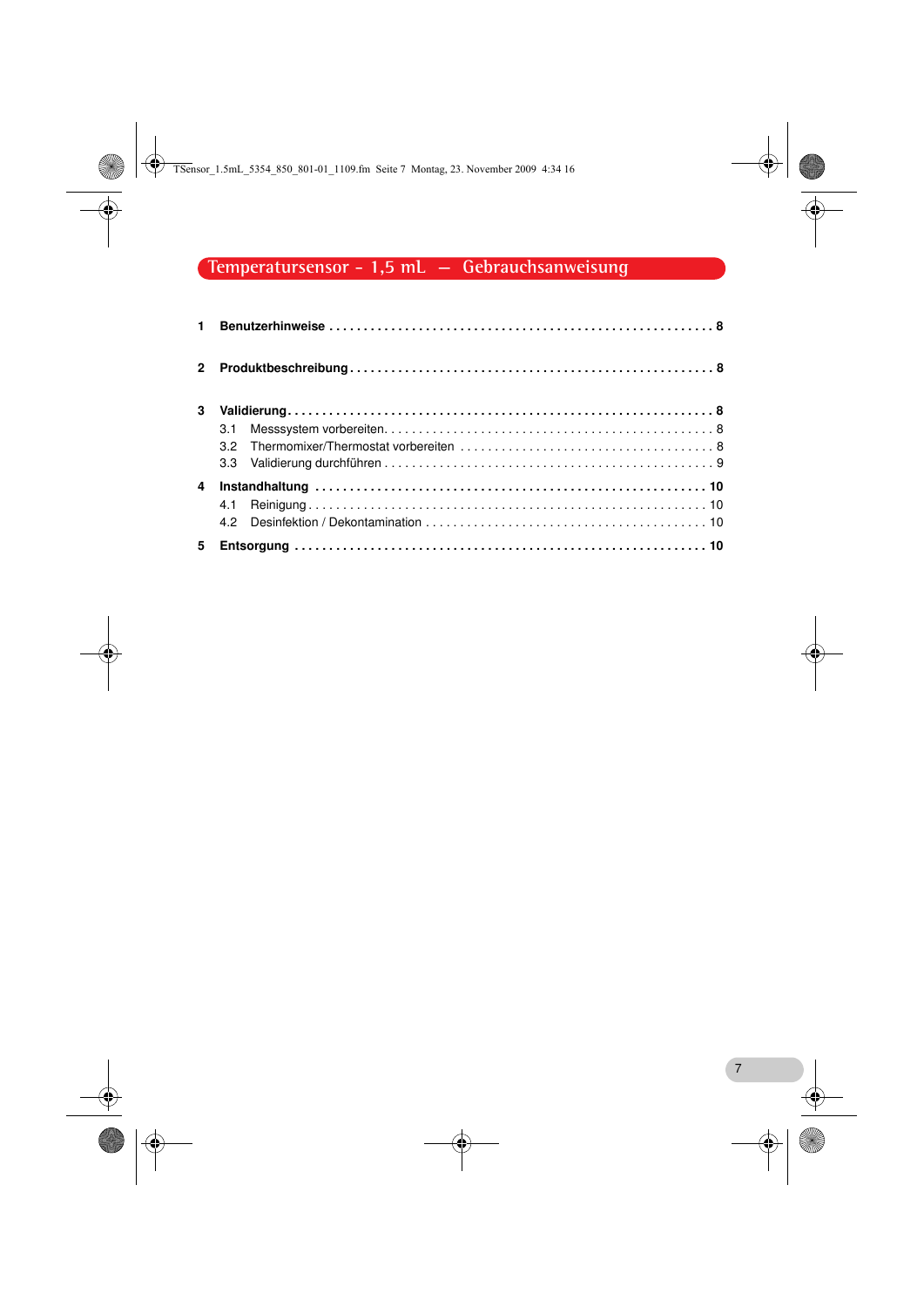# Temperatursensor - 1,5 mL — Gebrauchsanweisung

**1 Benutzerhinweise** . . . . . . . . . . . . . . . . . . . . . . . . . . . . . . . . . . . . . . . . . . . . . . . . . . . . . . . **8**

**2 Produktbeschreibung** . . . . . . . . . . . . . . . . . . . . . . . . . . . . . . . . . . . . . . . . . . . . . . . . . . . . **8**

**3 Validierung** . . . . . . . . . . . . . . . . . . . . . . . . . . . . . . . . . . . . . . . . . . . . . . . . . . . . . . . . . . . . . **8**

- 3.1 Messsystem vorbereiten. . . . . . . . . . . . . . . . . . . . . . . . . . . . . . . . . . . . . . . . . . . . . . . 8
- 3.2 Thermomixer/Thermostat vorbereiten . . . . . . . . . . . . . . . . . . . . . . . . . . . . . . . . . . . . 8
- 3.3 Validierung durchführen . . . . . . . . . . . . . . . . . . . . . . . . . . . . . . . . . . . . . . . . . . . . . . . 9

**4 Instandhaltung** . . . . . . . . . . . . . . . . . . . . . . . . . . . . . . . . . . . . . . . . . . . . . . . . . . . . . . . . **10**

- 4.1 Reinigung . . . . . . . . . . . . . . . . . . . . . . . . . . . . . . . . . . . . . . . . . . . . . . . . . . . . . . . . . 10
- 4.2 Desinfektion / Dekontamination . . . . . . . . . . . . . . . . . . . . . . . . . . . . . . . . . . . . . . . . 10

**5 Entsorgung** . . . . . . . . . . . . . . . . . . . . . . . . . . . . . . . . . . . . . . . . . . . . . . . . . . . . . . . . . . . **10**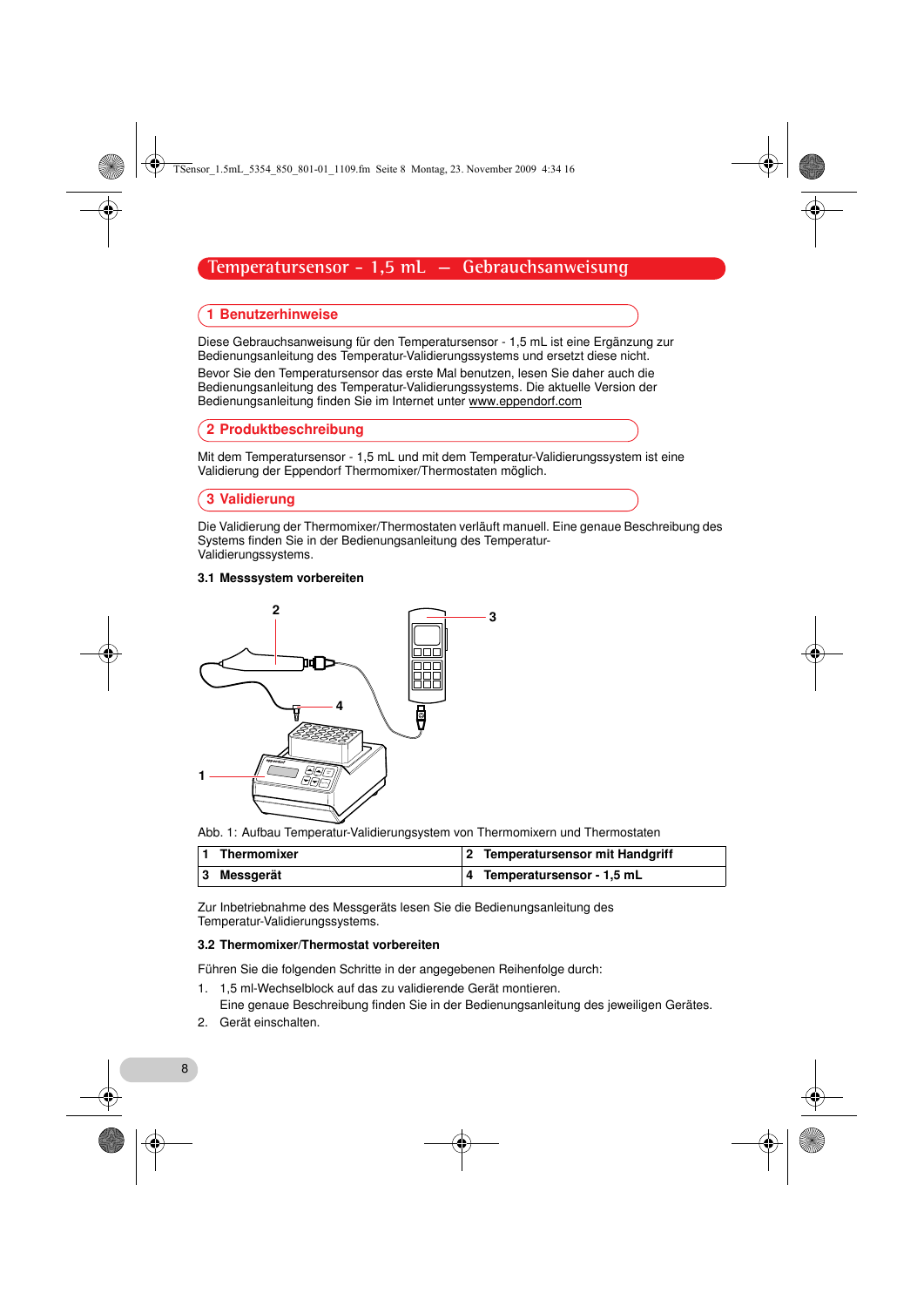# Temperatursensor - 1,5 mL — Gebrauchsanweisung

## 1 Benutzerhinweise

Diese Gebrauchsanweisung für den Temperatursensor - 1,5 mL ist eine Ergänzung zur Bedienungsanleitung des Temperatur-Validierungssystems und ersetzt diese nicht.

Bevor Sie den Temperatursensor das erste Mal benutzen, lesen Sie daher auch die Bedienungsanleitung des Temperatur-Validierungssystems. Die aktuelle Version der Bedienungsanleitung finden Sie im Internet unter www.eppendorf.com

## 2 Produktbeschreibung

Mit dem Temperatursensor - 1,5 mL und mit dem Temperatur-Validierungssystem ist eine Validierung der Eppendorf Thermomixer/Thermostaten möglich.

## 3 Validierung

Die Validierung der Thermomixer/Thermostaten verläuft manuell. Eine genaue Beschreibung des Systems finden Sie in der Bedienungsanleitung des Temperatur-Validierungssystems.

### 3.1 Messsystem vorbereiten

Abb. 1: Aufbau Temperatur-Validierungsystem von Thermomixern und Thermostaten

| | | | |
|---|---|---|---|
| 1 | **Thermomixer** | 2 | **Temperatursensor mit Handgriff** |
| 3 | **Messgerät** | 4 | **Temperatursensor - 1,5 mL** |

Zur Inbetriebnahme des Messgeräts lesen Sie die Bedienungsanleitung des Temperatur-Validierungssystems.

### 3.2 Thermomixer/Thermostat vorbereiten

Führen Sie die folgenden Schritte in der angegebenen Reihenfolge durch:

1. 1,5 ml-Wechselblock auf das zu validierende Gerät montieren.
   Eine genaue Beschreibung finden Sie in der Bedienungsanleitung des jeweiligen Gerätes.
2. Gerät einschalten.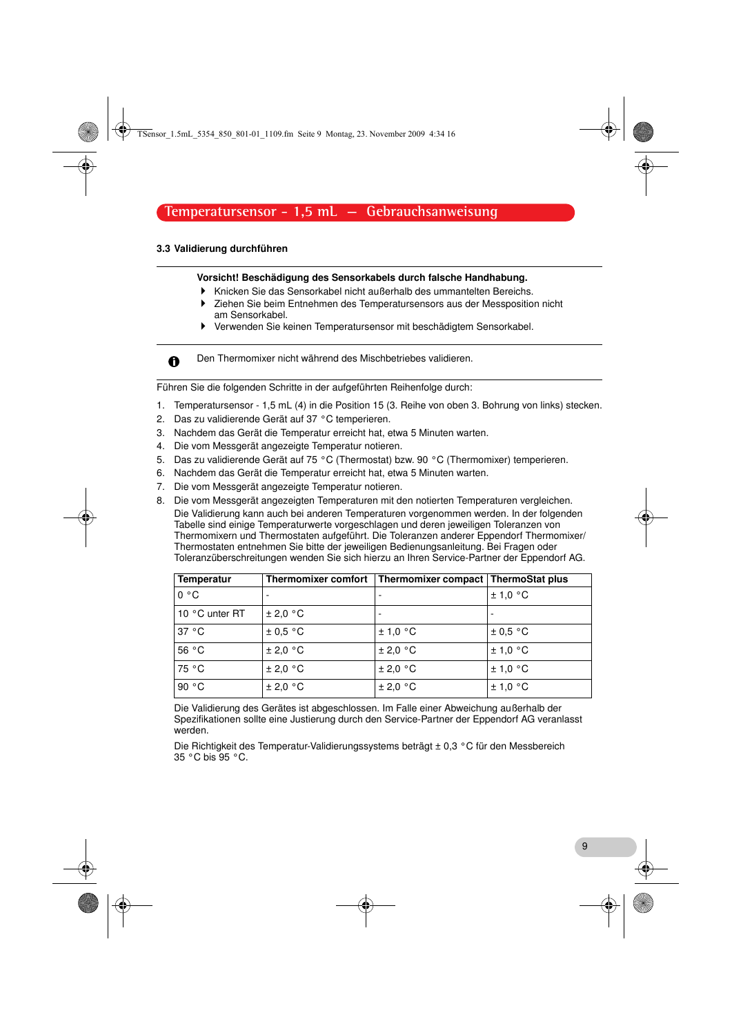### 3.3 Validierung durchführen

**Vorsicht! Beschädigung des Sensorkabels durch falsche Handhabung.**

- Knicken Sie das Sensorkabel nicht außerhalb des ummantelten Bereichs.
- Ziehen Sie beim Entnehmen des Temperatursensors aus der Messposition nicht am Sensorkabel.
- Verwenden Sie keinen Temperatursensor mit beschädigtem Sensorkabel.

Den Thermomixer nicht während des Mischbetriebes validieren.

Führen Sie die folgenden Schritte in der aufgeführten Reihenfolge durch:

1. Temperatursensor - 1,5 mL (4) in die Position 15 (3. Reihe von oben 3. Bohrung von links) stecken.
2. Das zu validierende Gerät auf 37 °C temperieren.
3. Nachdem das Gerät die Temperatur erreicht hat, etwa 5 Minuten warten.
4. Die vom Messgerät angezeigte Temperatur notieren.
5. Das zu validierende Gerät auf 75 °C (Thermostat) bzw. 90 °C (Thermomixer) temperieren.
6. Nachdem das Gerät die Temperatur erreicht hat, etwa 5 Minuten warten.
7. Die vom Messgerät angezeigte Temperatur notieren.
8. Die vom Messgerät angezeigten Temperaturen mit den notierten Temperaturen vergleichen.
   Die Validierung kann auch bei anderen Temperaturen vorgenommen werden. In der folgenden Tabelle sind einige Temperaturwerte vorgeschlagen und deren jeweiligen Toleranzen von Thermomixern und Thermostaten aufgeführt. Die Toleranzen anderer Eppendorf Thermomixer/ Thermostaten entnehmen Sie bitte der jeweiligen Bedienungsanleitung. Bei Fragen oder Toleranzüberschreitungen wenden Sie sich hierzu an Ihren Service-Partner der Eppendorf AG.

| Temperatur | Thermomixer comfort | Thermomixer compact | ThermoStat plus |
|---|---|---|---|
| 0 °C | - | - | ± 1,0 °C |
| 10 °C unter RT | ± 2,0 °C | - | - |
| 37 °C | ± 0,5 °C | ± 1,0 °C | ± 0,5 °C |
| 56 °C | ± 2,0 °C | ± 2,0 °C | ± 1,0 °C |
| 75 °C | ± 2,0 °C | ± 2,0 °C | ± 1,0 °C |
| 90 °C | ± 2,0 °C | ± 2,0 °C | ± 1,0 °C |

Die Validierung des Gerätes ist abgeschlossen. Im Falle einer Abweichung außerhalb der Spezifikationen sollte eine Justierung durch den Service-Partner der Eppendorf AG veranlasst werden.

Die Richtigkeit des Temperatur-Validierungssystems beträgt ± 0,3 °C für den Messbereich 35 °C bis 95 °C.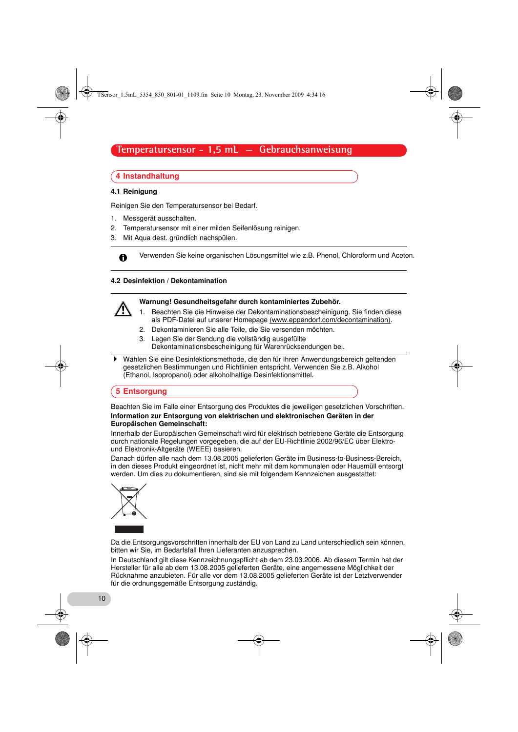# Temperatursensor - 1,5 mL — Gebrauchsanweisung

## 4 Instandhaltung

### 4.1 Reinigung

Reinigen Sie den Temperatursensor bei Bedarf.

1. Messgerät ausschalten.
2. Temperatursensor mit einer milden Seifenlösung reinigen.
3. Mit Aqua dest. gründlich nachspülen.

> Verwenden Sie keine organischen Lösungsmittel wie z.B. Phenol, Chloroform und Aceton.

### 4.2 Desinfektion / Dekontamination

> **Warnung! Gesundheitsgefahr durch kontaminiertes Zubehör.**
> 1. Beachten Sie die Hinweise der Dekontaminationsbescheinigung. Sie finden diese als PDF-Datei auf unserer Homepage (www.eppendorf.com/decontamination).
> 2. Dekontaminieren Sie alle Teile, die Sie versenden möchten.
> 3. Legen Sie der Sendung die vollständig ausgefüllte Dekontaminationsbescheinigung für Warenrücksendungen bei.

- Wählen Sie eine Desinfektionsmethode, die den für Ihren Anwendungsbereich geltenden gesetzlichen Bestimmungen und Richtlinien entspricht. Verwenden Sie z.B. Alkohol (Ethanol, Isopropanol) oder alkoholhaltige Desinfektionsmittel.

## 5 Entsorgung

Beachten Sie im Falle einer Entsorgung des Produktes die jeweiligen gesetzlichen Vorschriften.

**Information zur Entsorgung von elektrischen und elektronischen Geräten in der Europäischen Gemeinschaft:**

Innerhalb der Europäischen Gemeinschaft wird für elektrisch betriebene Geräte die Entsorgung durch nationale Regelungen vorgegeben, die auf der EU-Richtlinie 2002/96/EC über Elektro- und Elektronik-Altgeräte (WEEE) basieren.

Danach dürfen alle nach dem 13.08.2005 gelieferten Geräte im Business-to-Business-Bereich, in den dieses Produkt eingeordnet ist, nicht mehr mit dem kommunalen oder Hausmüll entsorgt werden. Um dies zu dokumentieren, sind sie mit folgendem Kennzeichen ausgestattet:

Da die Entsorgungsvorschriften innerhalb der EU von Land zu Land unterschiedlich sein können, bitten wir Sie, im Bedarfsfall Ihren Lieferanten anzusprechen.

In Deutschland gilt diese Kennzeichnungspflicht ab dem 23.03.2006. Ab diesem Termin hat der Hersteller für alle ab dem 13.08.2005 gelieferten Geräte, eine angemessene Möglichkeit der Rücknahme anzubieten. Für alle vor dem 13.08.2005 gelieferten Geräte ist der Letztverwender für die ordnungsgemäße Entsorgung zuständig.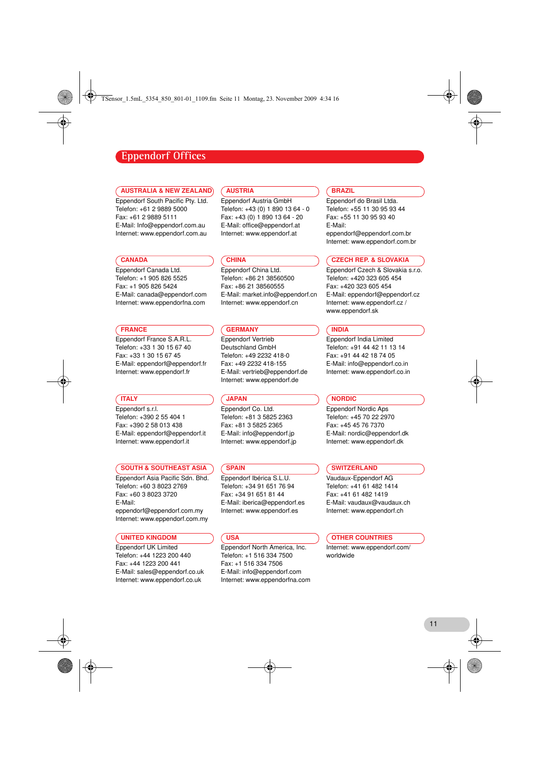# Eppendorf Offices

## AUSTRALIA & NEW ZEALAND

Eppendorf South Pacific Pty. Ltd.
Telefon: +61 2 9889 5000
Fax: +61 2 9889 5111
E-Mail: Info@eppendorf.com.au
Internet: www.eppendorf.com.au

## AUSTRIA

Eppendorf Austria GmbH
Telefon: +43 (0) 1 890 13 64 - 0
Fax: +43 (0) 1 890 13 64 - 20
E-Mail: office@eppendorf.at
Internet: www.eppendorf.at

## BRAZIL

Eppendorf do Brasil Ltda.
Telefon: +55 11 30 95 93 44
Fax: +55 11 30 95 93 40
E-Mail:
eppendorf@eppendorf.com.br
Internet: www.eppendorf.com.br

## CANADA

Eppendorf Canada Ltd.
Telefon: +1 905 826 5525
Fax: +1 905 826 5424
E-Mail: canada@eppendorf.com
Internet: www.eppendorfna.com

## CHINA

Eppendorf China Ltd.
Telefon: +86 21 38560500
Fax: +86 21 38560555
E-Mail: market.info@eppendorf.cn
Internet: www.eppendorf.cn

## CZECH REP. & SLOVAKIA

Eppendorf Czech & Slovakia s.r.o.
Telefon: +420 323 605 454
Fax: +420 323 605 454
E-Mail: eppendorf@eppendorf.cz
Internet: www.eppendorf.cz /
www.eppendorf.sk

## FRANCE

Eppendorf France S.A.R.L.
Telefon: +33 1 30 15 67 40
Fax: +33 1 30 15 67 45
E-Mail: eppendorf@eppendorf.fr
Internet: www.eppendorf.fr

## GERMANY

Eppendorf Vertrieb
Deutschland GmbH
Telefon: +49 2232 418-0
Fax: +49 2232 418-155
E-Mail: vertrieb@eppendorf.de
Internet: www.eppendorf.de

## INDIA

Eppendorf India Limited
Telefon: +91 44 42 11 13 14
Fax: +91 44 42 18 74 05
E-Mail: info@eppendorf.co.in
Internet: www.eppendorf.co.in

## ITALY

Eppendorf s.r.l.
Telefon: +390 2 55 404 1
Fax: +390 2 58 013 438
E-Mail: eppendorf@eppendorf.it
Internet: www.eppendorf.it

## JAPAN

Eppendorf Co. Ltd.
Telefon: +81 3 5825 2363
Fax: +81 3 5825 2365
E-Mail: info@eppendorf.jp
Internet: www.eppendorf.jp

## NORDIC

Eppendorf Nordic Aps
Telefon: +45 70 22 2970
Fax: +45 45 76 7370
E-Mail: nordic@eppendorf.dk
Internet: www.eppendorf.dk

## SOUTH & SOUTHEAST ASIA

Eppendorf Asia Pacific Sdn. Bhd.
Telefon: +60 3 8023 2769
Fax: +60 3 8023 3720
E-Mail:
eppendorf@eppendorf.com.my
Internet: www.eppendorf.com.my

## SPAIN

Eppendorf Ibérica S.L.U.
Telefon: +34 91 651 76 94
Fax: +34 91 651 81 44
E-Mail: iberica@eppendorf.es
Internet: www.eppendorf.es

## SWITZERLAND

Vaudaux-Eppendorf AG
Telefon: +41 61 482 1414
Fax: +41 61 482 1419
E-Mail: vaudaux@vaudaux.ch
Internet: www.eppendorf.ch

## UNITED KINGDOM

Eppendorf UK Limited
Telefon: +44 1223 200 440
Fax: +44 1223 200 441
E-Mail: sales@eppendorf.co.uk
Internet: www.eppendorf.co.uk

## USA

Eppendorf North America, Inc.
Telefon: +1 516 334 7500
Fax: +1 516 334 7506
E-Mail: info@eppendorf.com
Internet: www.eppendorfna.com

## OTHER COUNTRIES

Internet: www.eppendorf.com/
worldwide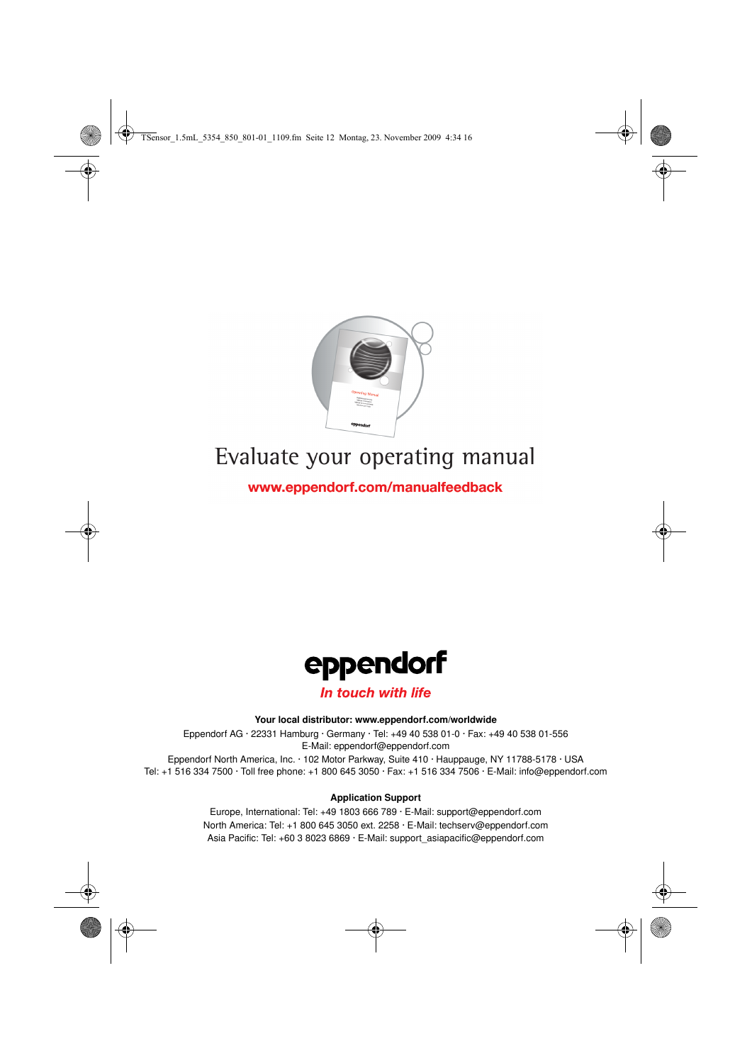Evaluate your operating manual

**www.eppendorf.com/manualfeedback**

eppendorf

*In touch with life*

**Your local distributor: www.eppendorf.com/worldwide**

Eppendorf AG · 22331 Hamburg · Germany · Tel: +49 40 538 01-0 · Fax: +49 40 538 01-556
E-Mail: eppendorf@eppendorf.com

Eppendorf North America, Inc. · 102 Motor Parkway, Suite 410 · Hauppauge, NY 11788-5178 · USA
Tel: +1 516 334 7500 · Toll free phone: +1 800 645 3050 · Fax: +1 516 334 7506 · E-Mail: info@eppendorf.com

**Application Support**

Europe, International: Tel: +49 1803 666 789 · E-Mail: support@eppendorf.com
North America: Tel: +1 800 645 3050 ext. 2258 · E-Mail: techserv@eppendorf.com
Asia Pacific: Tel: +60 3 8023 6869 · E-Mail: support_asiapacific@eppendorf.com